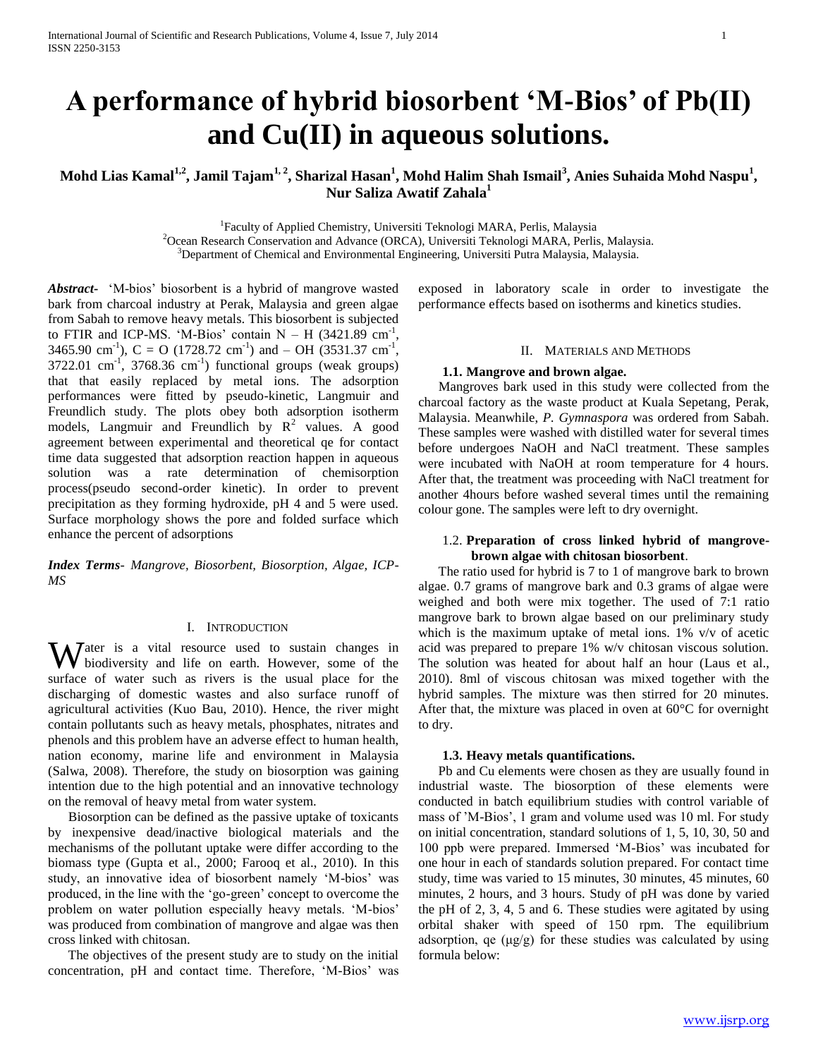# A performance of hybrid biosorbent 'M-Bios' of Pb(II) and Cu(II) in aqueous solutions.

**Mohd Lias Kamal[1,2], Jamil Tajam[1, 2], Sharizal Hasan[1], Mohd Halim Shah Ismail[3], Anies Suhaida Mohd Naspu[1], Nur Saliza Awatif Zahala[1]**

[1]Faculty of Applied Chemistry, Universiti Teknologi MARA, Perlis, Malaysia
[2]Ocean Research Conservation and Advance (ORCA), Universiti Teknologi MARA, Perlis, Malaysia.
[3]Department of Chemical and Environmental Engineering, Universiti Putra Malaysia, Malaysia.

***Abstract-*** 'M-bios' biosorbent is a hybrid of mangrove wasted bark from charcoal industry at Perak, Malaysia and green algae from Sabah to remove heavy metals. This biosorbent is subjected to FTIR and ICP-MS. 'M-Bios' contain N – H (3421.89 $cm^{-1}$, 3465.90 $cm^{-1}$), C = O (1728.72 $cm^{-1}$) and – OH (3531.37 $cm^{-1}$, 3722.01 $cm^{-1}$, 3768.36 $cm^{-1}$) functional groups (weak groups) that that easily replaced by metal ions. The adsorption performances were fitted by pseudo-kinetic, Langmuir and Freundlich study. The plots obey both adsorption isotherm models, Langmuir and Freundlich by $R^2$ values. A good agreement between experimental and theoretical qe for contact time data suggested that adsorption reaction happen in aqueous solution was a rate determination of chemisorption process(pseudo second-order kinetic). In order to prevent precipitation as they forming hydroxide, pH 4 and 5 were used. Surface morphology shows the pore and folded surface which enhance the percent of adsorptions

***Index Terms****- Mangrove, Biosorbent, Biosorption, Algae, ICP-MS*

## I. Introduction

Water is a vital resource used to sustain changes in biodiversity and life on earth. However, some of the surface of water such as rivers is the usual place for the discharging of domestic wastes and also surface runoff of agricultural activities (Kuo Bau, 2010). Hence, the river might contain pollutants such as heavy metals, phosphates, nitrates and phenols and this problem have an adverse effect to human health, nation economy, marine life and environment in Malaysia (Salwa, 2008). Therefore, the study on biosorption was gaining intention due to the high potential and an innovative technology on the removal of heavy metal from water system.

Biosorption can be defined as the passive uptake of toxicants by inexpensive dead/inactive biological materials and the mechanisms of the pollutant uptake were differ according to the biomass type (Gupta et al., 2000; Farooq et al., 2010). In this study, an innovative idea of biosorbent namely 'M-bios' was produced, in the line with the 'go-green' concept to overcome the problem on water pollution especially heavy metals. 'M-bios' was produced from combination of mangrove and algae was then cross linked with chitosan.

The objectives of the present study are to study on the initial concentration, pH and contact time. Therefore, 'M-Bios' was exposed in laboratory scale in order to investigate the performance effects based on isotherms and kinetics studies.

## II. Materials and Methods

### 1.1. Mangrove and brown algae.

Mangroves bark used in this study were collected from the charcoal factory as the waste product at Kuala Sepetang, Perak, Malaysia. Meanwhile, *P. Gymnaspora* was ordered from Sabah. These samples were washed with distilled water for several times before undergoes NaOH and NaCl treatment. These samples were incubated with NaOH at room temperature for 4 hours. After that, the treatment was proceeding with NaCl treatment for another 4hours before washed several times until the remaining colour gone. The samples were left to dry overnight.

### 1.2. Preparation of cross linked hybrid of mangrove-brown algae with chitosan biosorbent.

The ratio used for hybrid is 7 to 1 of mangrove bark to brown algae. 0.7 grams of mangrove bark and 0.3 grams of algae were weighed and both were mix together. The used of 7:1 ratio mangrove bark to brown algae based on our preliminary study which is the maximum uptake of metal ions. 1% v/v of acetic acid was prepared to prepare 1% w/v chitosan viscous solution. The solution was heated for about half an hour (Laus et al., 2010). 8ml of viscous chitosan was mixed together with the hybrid samples. The mixture was then stirred for 20 minutes. After that, the mixture was placed in oven at 60°C for overnight to dry.

### 1.3. Heavy metals quantifications.

Pb and Cu elements were chosen as they are usually found in industrial waste. The biosorption of these elements were conducted in batch equilibrium studies with control variable of mass of 'M-Bios', 1 gram and volume used was 10 ml. For study on initial concentration, standard solutions of 1, 5, 10, 30, 50 and 100 ppb were prepared. Immersed 'M-Bios' was incubated for one hour in each of standards solution prepared. For contact time study, time was varied to 15 minutes, 30 minutes, 45 minutes, 60 minutes, 2 hours, and 3 hours. Study of pH was done by varied the pH of 2, 3, 4, 5 and 6. These studies were agitated by using orbital shaker with speed of 150 rpm. The equilibrium adsorption, qe (μg/g) for these studies was calculated by using formula below: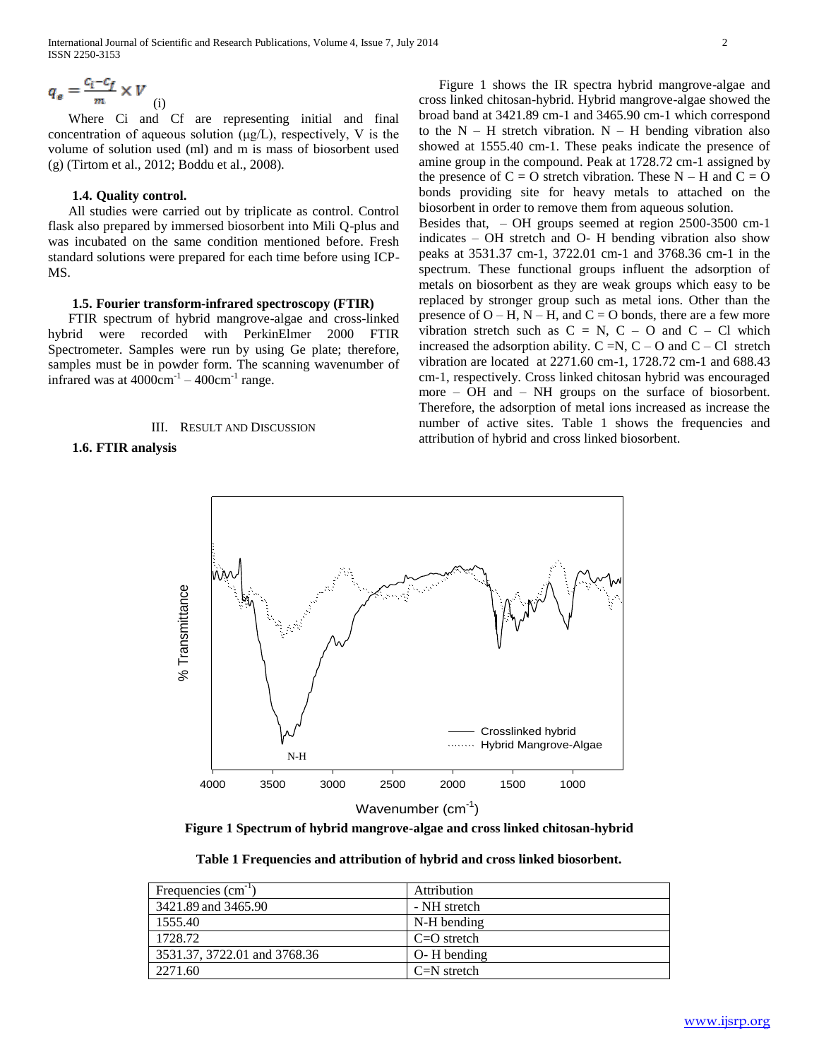$$q_e = \frac{c_i - c_f}{m} \times V \quad \text{(i)}$$

Where Ci and Cf are representing initial and final concentration of aqueous solution (µg/L), respectively, V is the volume of solution used (ml) and m is mass of biosorbent used (g) (Tirtom et al., 2012; Boddu et al., 2008).

### 1.4. Quality control.

All studies were carried out by triplicate as control. Control flask also prepared by immersed biosorbent into Mili Q-plus and was incubated on the same condition mentioned before. Fresh standard solutions were prepared for each time before using ICP-MS.

### 1.5. Fourier transform-infrared spectroscopy (FTIR)

FTIR spectrum of hybrid mangrove-algae and cross-linked hybrid were recorded with PerkinElmer 2000 FTIR Spectrometer. Samples were run by using Ge plate; therefore, samples must be in powder form. The scanning wavenumber of infrared was at $4000cm^{-1} - 400cm^{-1}$ range.

## III. Result and Discussion

### 1.6. FTIR analysis

Figure 1 shows the IR spectra hybrid mangrove-algae and cross linked chitosan-hybrid. Hybrid mangrove-algae showed the broad band at 3421.89 cm-1 and 3465.90 cm-1 which correspond to the N – H stretch vibration. N – H bending vibration also showed at 1555.40 cm-1. These peaks indicate the presence of amine group in the compound. Peak at 1728.72 cm-1 assigned by the presence of C = O stretch vibration. These N – H and C = O bonds providing site for heavy metals to attached on the biosorbent in order to remove them from aqueous solution.

Besides that, – OH groups seemed at region 2500-3500 cm-1 indicates – OH stretch and O- H bending vibration also show peaks at 3531.37 cm-1, 3722.01 cm-1 and 3768.36 cm-1 in the spectrum. These functional groups influent the adsorption of metals on biosorbent as they are weak groups which easy to be replaced by stronger group such as metal ions. Other than the presence of O – H, N – H, and C = O bonds, there are a few more vibration stretch such as C = N, C – O and C – Cl which increased the adsorption ability. C =N, C – O and C – Cl stretch vibration are located at 2271.60 cm-1, 1728.72 cm-1 and 688.43 cm-1, respectively. Cross linked chitosan hybrid was encouraged more – OH and – NH groups on the surface of biosorbent. Therefore, the adsorption of metal ions increased as increase the number of active sites. Table 1 shows the frequencies and attribution of hybrid and cross linked biosorbent.

**Figure 1 Spectrum of hybrid mangrove-algae and cross linked chitosan-hybrid**

**Table 1 Frequencies and attribution of hybrid and cross linked biosorbent.**

| Frequencies ($cm^{-1}$) | Attribution |
|---|---|
| 3421.89 and 3465.90 | - NH stretch |
| 1555.40 | N-H bending |
| 1728.72 | C=O stretch |
| 3531.37, 3722.01 and 3768.36 | O- H bending |
| 2271.60 | C=N stretch |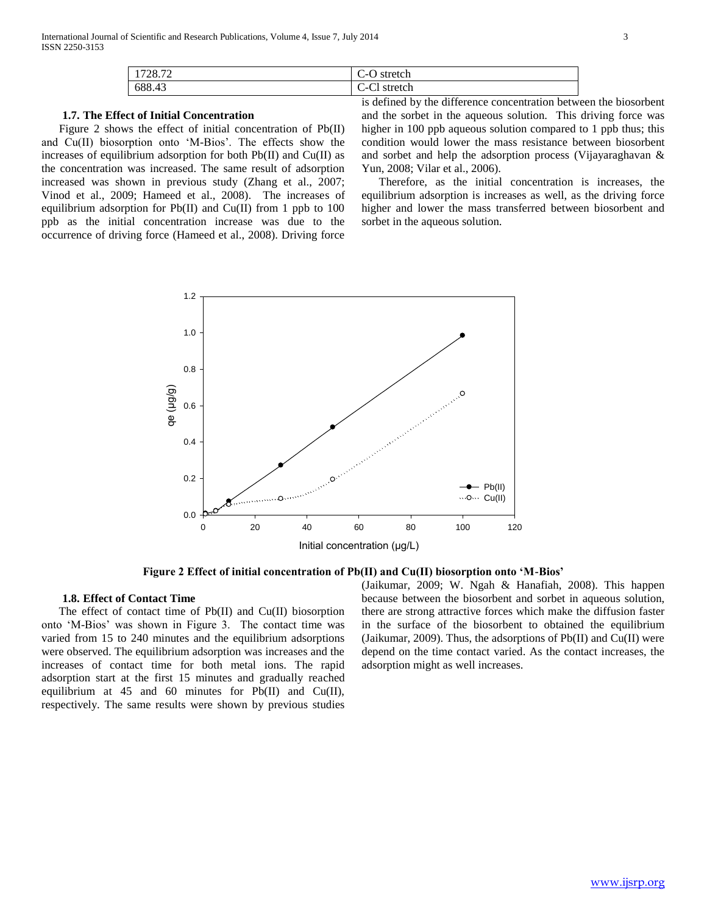| 1728.72 | C-O stretch |
|---|---|
| 688.43 | C-Cl stretch |

### 1.7. The Effect of Initial Concentration

Figure 2 shows the effect of initial concentration of Pb(II) and Cu(II) biosorption onto 'M-Bios'. The effects show the increases of equilibrium adsorption for both Pb(II) and Cu(II) as the concentration was increased. The same result of adsorption increased was shown in previous study (Zhang et al., 2007; Vinod et al., 2009; Hameed et al., 2008). The increases of equilibrium adsorption for Pb(II) and Cu(II) from 1 ppb to 100 ppb as the initial concentration increase was due to the occurrence of driving force (Hameed et al., 2008). Driving force is defined by the difference concentration between the biosorbent and the sorbet in the aqueous solution. This driving force was higher in 100 ppb aqueous solution compared to 1 ppb thus; this condition would lower the mass resistance between biosorbent and sorbet and help the adsorption process (Vijayaraghavan & Yun, 2008; Vilar et al., 2006).

Therefore, as the initial concentration is increases, the equilibrium adsorption is increases as well, as the driving force higher and lower the mass transferred between biosorbent and sorbet in the aqueous solution.

**Figure 2 Effect of initial concentration of Pb(II) and Cu(II) biosorption onto 'M-Bios'**

### 1.8. Effect of Contact Time

The effect of contact time of Pb(II) and Cu(II) biosorption onto 'M-Bios' was shown in Figure 3. The contact time was varied from 15 to 240 minutes and the equilibrium adsorptions were observed. The equilibrium adsorption was increases and the increases of contact time for both metal ions. The rapid adsorption start at the first 15 minutes and gradually reached equilibrium at 45 and 60 minutes for Pb(II) and Cu(II), respectively. The same results were shown by previous studies (Jaikumar, 2009; W. Ngah & Hanafiah, 2008). This happen because between the biosorbent and sorbet in aqueous solution, there are strong attractive forces which make the diffusion faster in the surface of the biosorbent to obtained the equilibrium (Jaikumar, 2009). Thus, the adsorptions of Pb(II) and Cu(II) were depend on the time contact varied. As the contact increases, the adsorption might as well increases.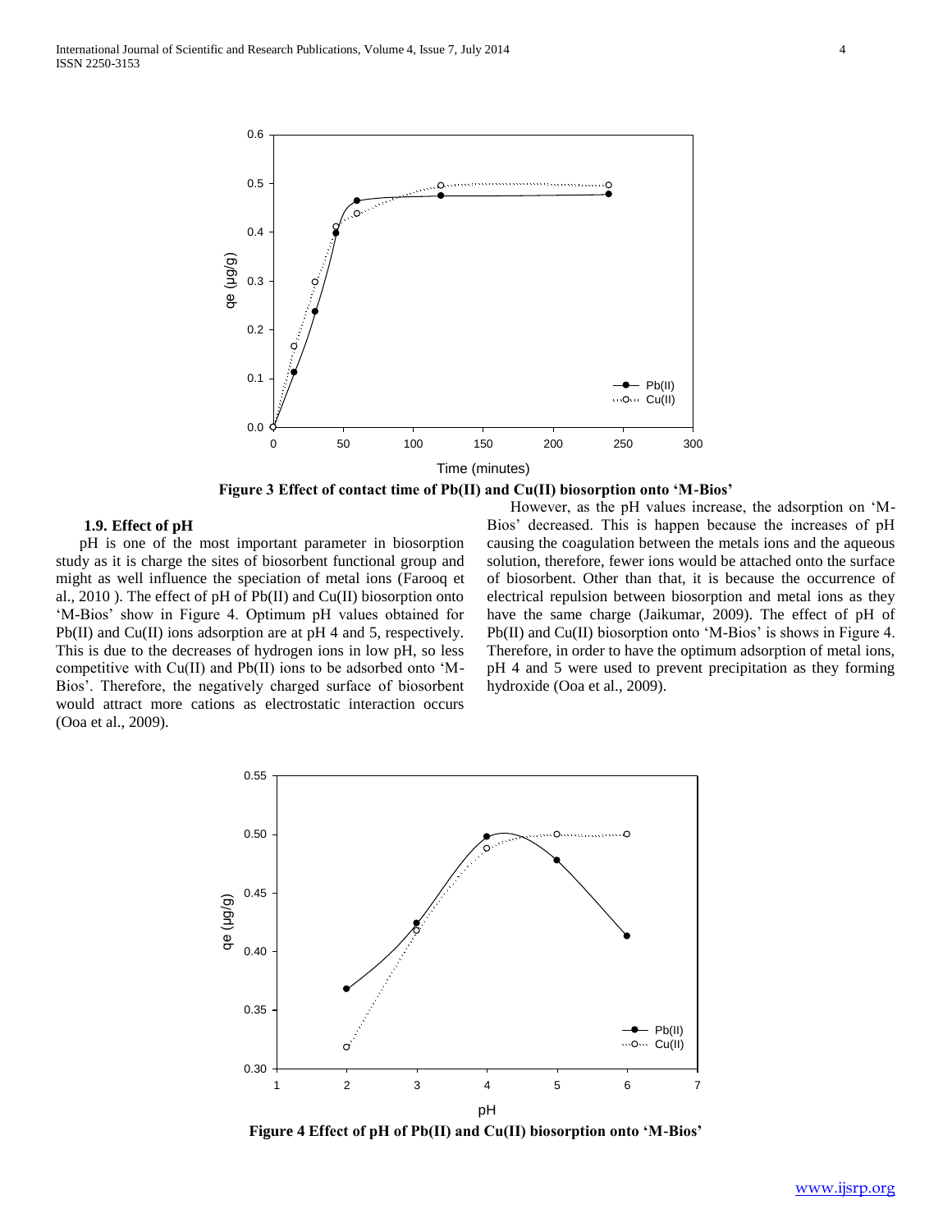Figure 3 Effect of contact time of Pb(II) and Cu(II) biosorption onto 'M-Bios'

### 1.9. Effect of pH

pH is one of the most important parameter in biosorption study as it is charge the sites of biosorbent functional group and might as well influence the speciation of metal ions (Farooq et al., 2010 ). The effect of pH of Pb(II) and Cu(II) biosorption onto 'M-Bios' show in Figure 4. Optimum pH values obtained for Pb(II) and Cu(II) ions adsorption are at pH 4 and 5, respectively. This is due to the decreases of hydrogen ions in low pH, so less competitive with Cu(II) and Pb(II) ions to be adsorbed onto 'M-Bios'. Therefore, the negatively charged surface of biosorbent would attract more cations as electrostatic interaction occurs (Ooa et al., 2009).

However, as the pH values increase, the adsorption on 'M-Bios' decreased. This is happen because the increases of pH causing the coagulation between the metals ions and the aqueous solution, therefore, fewer ions would be attached onto the surface of biosorbent. Other than that, it is because the occurrence of electrical repulsion between biosorption and metal ions as they have the same charge (Jaikumar, 2009). The effect of pH of Pb(II) and Cu(II) biosorption onto 'M-Bios' is shows in Figure 4. Therefore, in order to have the optimum adsorption of metal ions, pH 4 and 5 were used to prevent precipitation as they forming hydroxide (Ooa et al., 2009).

Figure 4 Effect of pH of Pb(II) and Cu(II) biosorption onto 'M-Bios'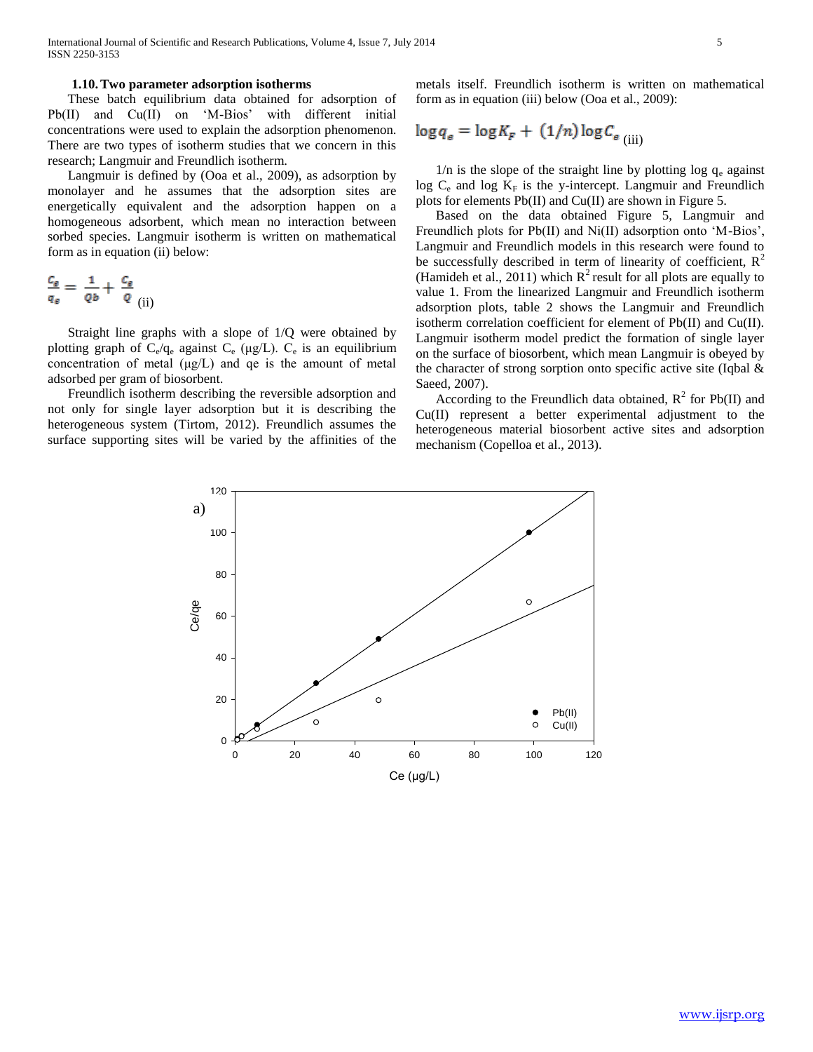### 1.10. Two parameter adsorption isotherms

These batch equilibrium data obtained for adsorption of Pb(II) and Cu(II) on 'M-Bios' with different initial concentrations were used to explain the adsorption phenomenon. There are two types of isotherm studies that we concern in this research; Langmuir and Freundlich isotherm.

Langmuir is defined by (Ooa et al., 2009), as adsorption by monolayer and he assumes that the adsorption sites are energetically equivalent and the adsorption happen on a homogeneous adsorbent, which mean no interaction between sorbed species. Langmuir isotherm is written on mathematical form as in equation (ii) below:

$$\frac{C_e}{q_e} = \frac{1}{Qb} + \frac{C_e}{Q} \quad \text{(ii)}$$

Straight line graphs with a slope of 1/Q were obtained by plotting graph of $C_e/q_e$ against $C_e$ (µg/L). $C_e$ is an equilibrium concentration of metal (µg/L) and qe is the amount of metal adsorbed per gram of biosorbent.

Freundlich isotherm describing the reversible adsorption and not only for single layer adsorption but it is describing the heterogeneous system (Tirtom, 2012). Freundlich assumes the surface supporting sites will be varied by the affinities of the metals itself. Freundlich isotherm is written on mathematical form as in equation (iii) below (Ooa et al., 2009):

$$\log q_e = \log K_F + (1/n) \log C_e \quad \text{(iii)}$$

1/n is the slope of the straight line by plotting log $q_e$ against log $C_e$ and log $K_F$ is the y-intercept. Langmuir and Freundlich plots for elements Pb(II) and Cu(II) are shown in Figure 5.

Based on the data obtained Figure 5, Langmuir and Freundlich plots for Pb(II) and Ni(II) adsorption onto 'M-Bios', Langmuir and Freundlich models in this research were found to be successfully described in term of linearity of coefficient, $R^2$ (Hamideh et al., 2011) which $R^2$ result for all plots are equally to value 1. From the linearized Langmuir and Freundlich isotherm adsorption plots, table 2 shows the Langmuir and Freundlich isotherm correlation coefficient for element of Pb(II) and Cu(II). Langmuir isotherm model predict the formation of single layer on the surface of biosorbent, which mean Langmuir is obeyed by the character of strong sorption onto specific active site (Iqbal & Saeed, 2007).

According to the Freundlich data obtained, $R^2$ for Pb(II) and Cu(II) represent a better experimental adjustment to the heterogeneous material biosorbent active sites and adsorption mechanism (Copelloa et al., 2013).

a)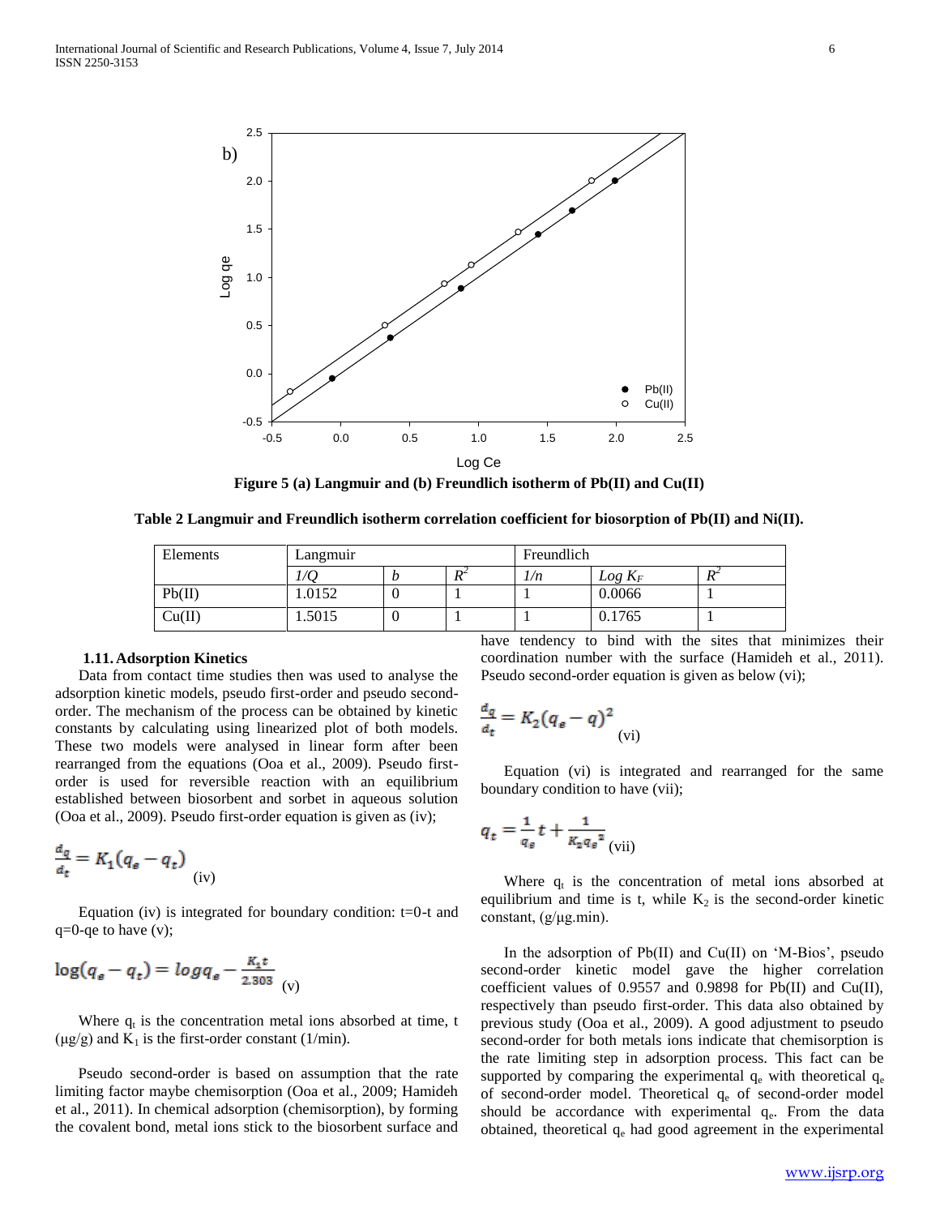Figure 5 (a) Langmuir and (b) Freundlich isotherm of Pb(II) and Cu(II)

**Table 2 Langmuir and Freundlich isotherm correlation coefficient for biosorption of Pb(II) and Ni(II).**

| Elements | Langmuir | | | Freundlich | | |
|---|---|---|---|---|---|---|
| | $1/Q$ | $b$ | $R^2$ | $1/n$ | $Log\ K_F$ | $R^2$ |
| Pb(II) | 1.0152 | 0 | 1 | 1 | 0.0066 | 1 |
| Cu(II) | 1.5015 | 0 | 1 | 1 | 0.1765 | 1 |

### 1.11. Adsorption Kinetics

Data from contact time studies then was used to analyse the adsorption kinetic models, pseudo first-order and pseudo second-order. The mechanism of the process can be obtained by kinetic constants by calculating using linearized plot of both models. These two models were analysed in linear form after been rearranged from the equations (Ooa et al., 2009). Pseudo first-order is used for reversible reaction with an equilibrium established between biosorbent and sorbet in aqueous solution (Ooa et al., 2009). Pseudo first-order equation is given as (iv);

$$\frac{d_q}{d_t} = K_1(q_e - q_t) \quad \text{(iv)}$$

Equation (iv) is integrated for boundary condition: t=0-t and q=0-qe to have (v);

$$\log(q_e - q_t) = \log q_e - \frac{K_1 t}{2.303} \quad \text{(v)}$$

Where $q_t$ is the concentration metal ions absorbed at time, t (μg/g) and $K_1$ is the first-order constant (1/min).

Pseudo second-order is based on assumption that the rate limiting factor maybe chemisorption (Ooa et al., 2009; Hamideh et al., 2011). In chemical adsorption (chemisorption), by forming the covalent bond, metal ions stick to the biosorbent surface and have tendency to bind with the sites that minimizes their coordination number with the surface (Hamideh et al., 2011). Pseudo second-order equation is given as below (vi);

$$\frac{d_q}{d_t} = K_2(q_e - q)^2 \quad \text{(vi)}$$

Equation (vi) is integrated and rearranged for the same boundary condition to have (vii);

$$q_t = \frac{1}{q_e}t + \frac{1}{K_2 q_e^{\,2}} \quad \text{(vii)}$$

Where $q_t$ is the concentration of metal ions absorbed at equilibrium and time is t, while $K_2$ is the second-order kinetic constant, (g/μg.min).

In the adsorption of Pb(II) and Cu(II) on 'M-Bios', pseudo second-order kinetic model gave the higher correlation coefficient values of 0.9557 and 0.9898 for Pb(II) and Cu(II), respectively than pseudo first-order. This data also obtained by previous study (Ooa et al., 2009). A good adjustment to pseudo second-order for both metals ions indicate that chemisorption is the rate limiting step in adsorption process. This fact can be supported by comparing the experimental $q_e$ with theoretical $q_e$ of second-order model. Theoretical $q_e$ of second-order model should be accordance with experimental $q_e$. From the data obtained, theoretical $q_e$ had good agreement in the experimental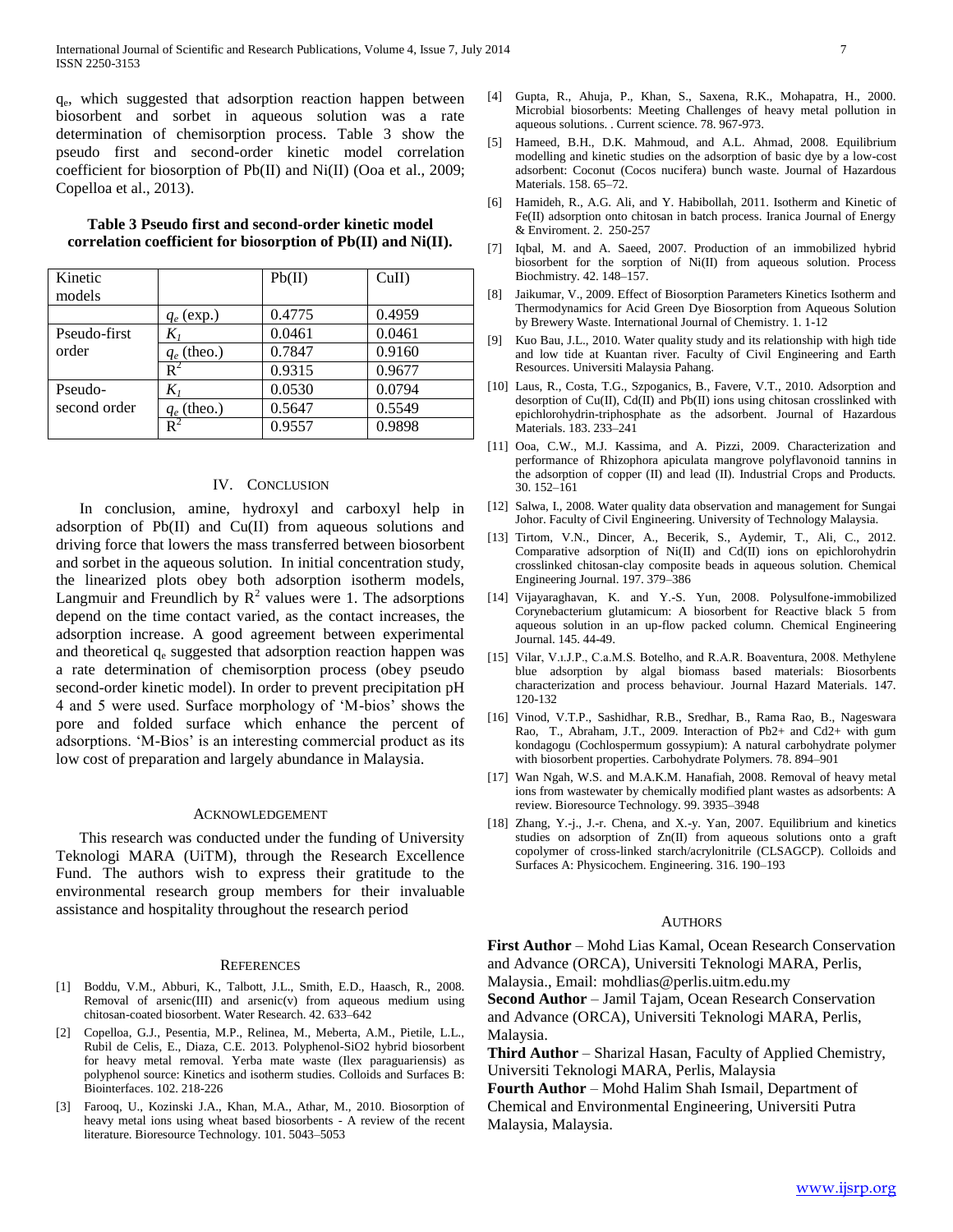$q_e$, which suggested that adsorption reaction happen between biosorbent and sorbet in aqueous solution was a rate determination of chemisorption process. Table 3 show the pseudo first and second-order kinetic model correlation coefficient for biosorption of Pb(II) and Ni(II) (Ooa et al., 2009; Copelloa et al., 2013).

**Table 3 Pseudo first and second-order kinetic model correlation coefficient for biosorption of Pb(II) and Ni(II).**

| Kinetic models | | Pb(II) | CuII) |
|---|---|---|---|
| | $q_e$ (exp.) | 0.4775 | 0.4959 |
| Pseudo-first order | $K_1$ | 0.0461 | 0.0461 |
| | $q_e$ (theo.) | 0.7847 | 0.9160 |
| | $R^2$ | 0.9315 | 0.9677 |
| Pseudo-second order | $K_1$ | 0.0530 | 0.0794 |
| | $q_e$ (theo.) | 0.5647 | 0.5549 |
| | $R^2$ | 0.9557 | 0.9898 |

## IV. Conclusion

In conclusion, amine, hydroxyl and carboxyl help in adsorption of Pb(II) and Cu(II) from aqueous solutions and driving force that lowers the mass transferred between biosorbent and sorbet in the aqueous solution. In initial concentration study, the linearized plots obey both adsorption isotherm models, Langmuir and Freundlich by $R^2$ values were 1. The adsorptions depend on the time contact varied, as the contact increases, the adsorption increase. A good agreement between experimental and theoretical $q_e$ suggested that adsorption reaction happen was a rate determination of chemisorption process (obey pseudo second-order kinetic model). In order to prevent precipitation pH 4 and 5 were used. Surface morphology of 'M-bios' shows the pore and folded surface which enhance the percent of adsorptions. 'M-Bios' is an interesting commercial product as its low cost of preparation and largely abundance in Malaysia.

## Acknowledgement

This research was conducted under the funding of University Teknologi MARA (UiTM), through the Research Excellence Fund. The authors wish to express their gratitude to the environmental research group members for their invaluable assistance and hospitality throughout the research period

## References

[1] Boddu, V.M., Abburi, K., Talbott, J.L., Smith, E.D., Haasch, R., 2008. Removal of arsenic(III) and arsenic(v) from aqueous medium using chitosan-coated biosorbent. Water Research. 42. 633–642

[2] Copelloa, G.J., Pesentia, M.P., Relinea, M., Meberta, A.M., Pietile, L.L., Rubil de Celis, E., Diaza, C.E. 2013. Polyphenol-SiO2 hybrid biosorbent for heavy metal removal. Yerba mate waste (Ilex paraguariensis) as polyphenol source: Kinetics and isotherm studies. Colloids and Surfaces B: Biointerfaces. 102. 218-226

[3] Farooq, U., Kozinski J.A., Khan, M.A., Athar, M., 2010. Biosorption of heavy metal ions using wheat based biosorbents - A review of the recent literature. Bioresource Technology. 101. 5043–5053

[4] Gupta, R., Ahuja, P., Khan, S., Saxena, R.K., Mohapatra, H., 2000. Microbial biosorbents: Meeting Challenges of heavy metal pollution in aqueous solutions. . Current science. 78. 967-973.

[5] Hameed, B.H., D.K. Mahmoud, and A.L. Ahmad, 2008. Equilibrium modelling and kinetic studies on the adsorption of basic dye by a low-cost adsorbent: Coconut (Cocos nucifera) bunch waste. Journal of Hazardous Materials. 158. 65–72.

[6] Hamideh, R., A.G. Ali, and Y. Habibollah, 2011. Isotherm and Kinetic of Fe(II) adsorption onto chitosan in batch process. Iranica Journal of Energy & Enviroment. 2. 250-257

[7] Iqbal, M. and A. Saeed, 2007. Production of an immobilized hybrid biosorbent for the sorption of Ni(II) from aqueous solution. Process Biochmistry. 42. 148–157.

[8] Jaikumar, V., 2009. Effect of Biosorption Parameters Kinetics Isotherm and Thermodynamics for Acid Green Dye Biosorption from Aqueous Solution by Brewery Waste. International Journal of Chemistry. 1. 1-12

[9] Kuo Bau, J.L., 2010. Water quality study and its relationship with high tide and low tide at Kuantan river. Faculty of Civil Engineering and Earth Resources. Universiti Malaysia Pahang.

[10] Laus, R., Costa, T.G., Szpoganics, B., Favere, V.T., 2010. Adsorption and desorption of Cu(II), Cd(II) and Pb(II) ions using chitosan crosslinked with epichlorohydrin-triphosphate as the adsorbent. Journal of Hazardous Materials. 183. 233–241

[11] Ooa, C.W., M.J. Kassima, and A. Pizzi, 2009. Characterization and performance of Rhizophora apiculata mangrove polyflavonoid tannins in the adsorption of copper (II) and lead (II). Industrial Crops and Products. 30. 152–161

[12] Salwa, I., 2008. Water quality data observation and management for Sungai Johor. Faculty of Civil Engineering. University of Technology Malaysia.

[13] Tirtom, V.N., Dincer, A., Becerik, S., Aydemir, T., Ali, C., 2012. Comparative adsorption of Ni(II) and Cd(II) ions on epichlorohydrin crosslinked chitosan-clay composite beads in aqueous solution. Chemical Engineering Journal. 197. 379–386

[14] Vijayaraghavan, K. and Y.-S. Yun, 2008. Polysulfone-immobilized Corynebacterium glutamicum: A biosorbent for Reactive black 5 from aqueous solution in an up-flow packed column. Chemical Engineering Journal. 145. 44-49.

[15] Vilar, V.ı.J.P., C.a.M.S. Botelho, and R.A.R. Boaventura, 2008. Methylene blue adsorption by algal biomass based materials: Biosorbents characterization and process behaviour. Journal Hazard Materials. 147. 120-132

[16] Vinod, V.T.P., Sashidhar, R.B., Sredhar, B., Rama Rao, B., Nageswara Rao, T., Abraham, J.T., 2009. Interaction of Pb2+ and Cd2+ with gum kondagogu (Cochlospermum gossypium): A natural carbohydrate polymer with biosorbent properties. Carbohydrate Polymers. 78. 894–901

[17] Wan Ngah, W.S. and M.A.K.M. Hanafiah, 2008. Removal of heavy metal ions from wastewater by chemically modified plant wastes as adsorbents: A review. Bioresource Technology. 99. 3935–3948

[18] Zhang, Y.-j., J.-r. Chena, and X.-y. Yan, 2007. Equilibrium and kinetics studies on adsorption of Zn(II) from aqueous solutions onto a graft copolymer of cross-linked starch/acrylonitrile (CLSAGCP). Colloids and Surfaces A: Physicochem. Engineering. 316. 190–193

## Authors

**First Author** – Mohd Lias Kamal, Ocean Research Conservation and Advance (ORCA), Universiti Teknologi MARA, Perlis, Malaysia., Email: mohdlias@perlis.uitm.edu.my

**Second Author** – Jamil Tajam, Ocean Research Conservation and Advance (ORCA), Universiti Teknologi MARA, Perlis, Malaysia.

**Third Author** – Sharizal Hasan, Faculty of Applied Chemistry, Universiti Teknologi MARA, Perlis, Malaysia

**Fourth Author** – Mohd Halim Shah Ismail, Department of Chemical and Environmental Engineering, Universiti Putra Malaysia, Malaysia.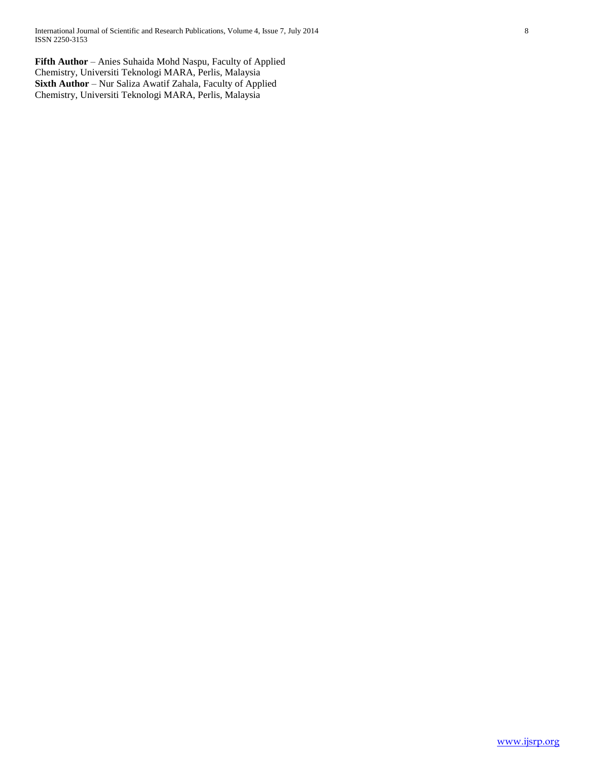**Fifth Author** – Anies Suhaida Mohd Naspu, Faculty of Applied Chemistry, Universiti Teknologi MARA, Perlis, Malaysia
**Sixth Author** – Nur Saliza Awatif Zahala, Faculty of Applied Chemistry, Universiti Teknologi MARA, Perlis, Malaysia